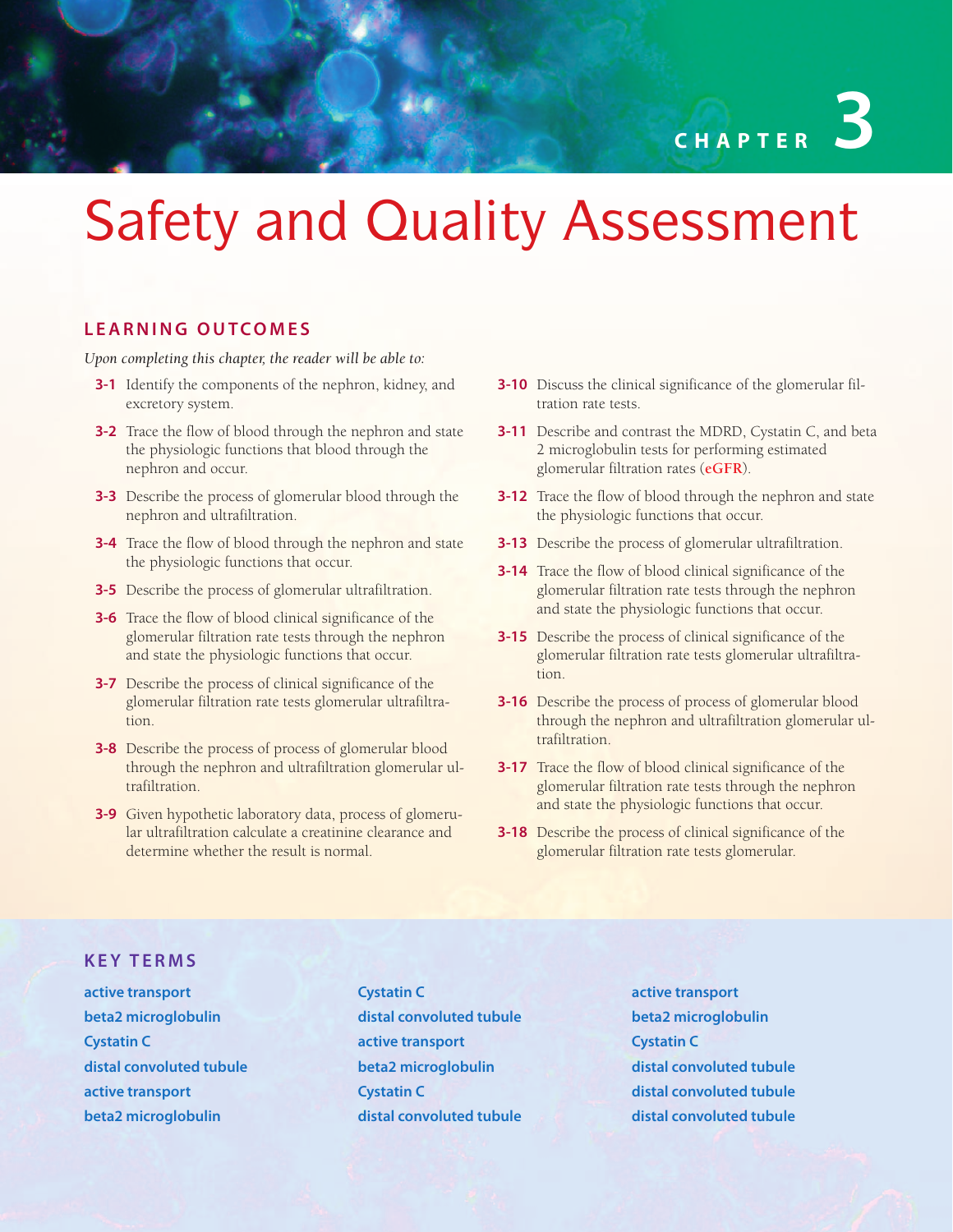# CHAPTER 3

# Safety and Quality Assessment

## LEARNING OUTCOMES

*Upon completing this chapter, the reader will be able to:*

**3-1** Identify the components of the nephron, kidney, and excretory system.

**3-2** Trace the flow of blood through the nephron and state the physiologic functions that blood through the nephron and occur.

**3-3** Describe the process of glomerular blood through the nephron and ultrafiltration.

**3-4** Trace the flow of blood through the nephron and state the physiologic functions that occur.

**3-5** Describe the process of glomerular ultrafiltration.

**3-6** Trace the flow of blood clinical significance of the glomerular filtration rate tests through the nephron and state the physiologic functions that occur.

**3-7** Describe the process of clinical significance of the glomerular filtration rate tests glomerular ultrafiltration.

**3-8** Describe the process of process of glomerular blood through the nephron and ultrafiltration glomerular ultrafiltration.

**3-9** Given hypothetic laboratory data, process of glomerular ultrafiltration calculate a creatinine clearance and determine whether the result is normal.

**3-10** Discuss the clinical significance of the glomerular filtration rate tests.

**3-11** Describe and contrast the MDRD, Cystatin C, and beta 2 microglobulin tests for performing estimated glomerular filtration rates (**eGFR**).

**3-12** Trace the flow of blood through the nephron and state the physiologic functions that occur.

**3-13** Describe the process of glomerular ultrafiltration.

**3-14** Trace the flow of blood clinical significance of the glomerular filtration rate tests through the nephron and state the physiologic functions that occur.

**3-15** Describe the process of clinical significance of the glomerular filtration rate tests glomerular ultrafiltration.

**3-16** Describe the process of process of glomerular blood through the nephron and ultrafiltration glomerular ultrafiltration.

**3-17** Trace the flow of blood clinical significance of the glomerular filtration rate tests through the nephron and state the physiologic functions that occur.

**3-18** Describe the process of clinical significance of the glomerular filtration rate tests glomerular.

## KEY TERMS

**active transport**
**beta2 microglobulin**
**Cystatin C**
**distal convoluted tubule**
**active transport**
**beta2 microglobulin**
**Cystatin C**
**distal convoluted tubule**
**active transport**
**beta2 microglobulin**
**Cystatin C**
**distal convoluted tubule**
**active transport**
**beta2 microglobulin**
**Cystatin C**
**distal convoluted tubule**
**distal convoluted tubule**
**distal convoluted tubule**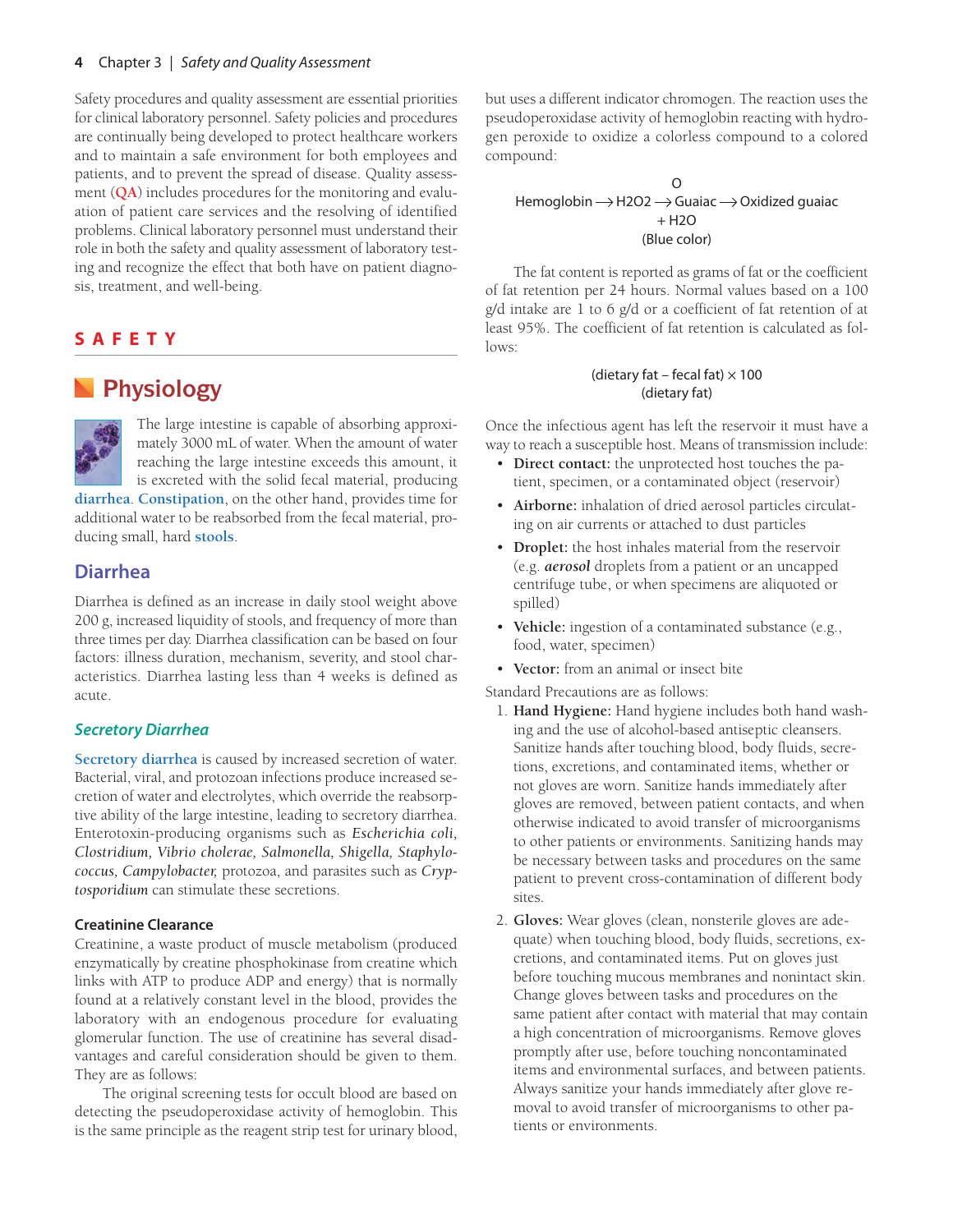Safety procedures and quality assessment are essential priorities for clinical laboratory personnel. Safety policies and procedures are continually being developed to protect healthcare workers and to maintain a safe environment for both employees and patients, and to prevent the spread of disease. Quality assessment (**QA**) includes procedures for the monitoring and evaluation of patient care services and the resolving of identified problems. Clinical laboratory personnel must understand their role in both the safety and quality assessment of laboratory testing and recognize the effect that both have on patient diagnosis, treatment, and well-being.

# SAFETY

## Physiology

The large intestine is capable of absorbing approximately 3000 mL of water. When the amount of water reaching the large intestine exceeds this amount, it is excreted with the solid fecal material, producing **diarrhea**. **Constipation**, on the other hand, provides time for additional water to be reabsorbed from the fecal material, producing small, hard **stools**.

## Diarrhea

Diarrhea is defined as an increase in daily stool weight above 200 g, increased liquidity of stools, and frequency of more than three times per day. Diarrhea classification can be based on four factors: illness duration, mechanism, severity, and stool characteristics. Diarrhea lasting less than 4 weeks is defined as acute.

### *Secretory Diarrhea*

**Secretory diarrhea** is caused by increased secretion of water. Bacterial, viral, and protozoan infections produce increased secretion of water and electrolytes, which override the reabsorptive ability of the large intestine, leading to secretory diarrhea. Enterotoxin-producing organisms such as *Escherichia coli, Clostridium, Vibrio cholerae, Salmonella, Shigella, Staphylococcus, Campylobacter,* protozoa, and parasites such as *Cryptosporidium* can stimulate these secretions.

#### Creatinine Clearance

Creatinine, a waste product of muscle metabolism (produced enzymatically by creatine phosphokinase from creatine which links with ATP to produce ADP and energy) that is normally found at a relatively constant level in the blood, provides the laboratory with an endogenous procedure for evaluating glomerular function. The use of creatinine has several disadvantages and careful consideration should be given to them. They are as follows:

The original screening tests for occult blood are based on detecting the pseudoperoxidase activity of hemoglobin. This is the same principle as the reagent strip test for urinary blood, but uses a different indicator chromogen. The reaction uses the pseudoperoxidase activity of hemoglobin reacting with hydrogen peroxide to oxidize a colorless compound to a colored compound:

$$\text{Hemoglobin} \longrightarrow H_2O_2 \longrightarrow \text{Guaiac} \longrightarrow \overset{O}{\text{Oxidized guaiac}} + H_2O$$

(Blue color)

The fat content is reported as grams of fat or the coefficient of fat retention per 24 hours. Normal values based on a 100 g/d intake are 1 to 6 g/d or a coefficient of fat retention of at least 95%. The coefficient of fat retention is calculated as follows:

$$\frac{(\text{dietary fat} - \text{fecal fat}) \times 100}{(\text{dietary fat})}$$

Once the infectious agent has left the reservoir it must have a way to reach a susceptible host. Means of transmission include:

- **Direct contact:** the unprotected host touches the patient, specimen, or a contaminated object (reservoir)
- **Airborne:** inhalation of dried aerosol particles circulating on air currents or attached to dust particles
- **Droplet:** the host inhales material from the reservoir (e.g. ***aerosol*** droplets from a patient or an uncapped centrifuge tube, or when specimens are aliquoted or spilled)
- **Vehicle:** ingestion of a contaminated substance (e.g., food, water, specimen)
- **Vector:** from an animal or insect bite

Standard Precautions are as follows:

1. **Hand Hygiene:** Hand hygiene includes both hand washing and the use of alcohol-based antiseptic cleansers. Sanitize hands after touching blood, body fluids, secretions, excretions, and contaminated items, whether or not gloves are worn. Sanitize hands immediately after gloves are removed, between patient contacts, and when otherwise indicated to avoid transfer of microorganisms to other patients or environments. Sanitizing hands may be necessary between tasks and procedures on the same patient to prevent cross-contamination of different body sites.
2. **Gloves:** Wear gloves (clean, nonsterile gloves are adequate) when touching blood, body fluids, secretions, excretions, and contaminated items. Put on gloves just before touching mucous membranes and nonintact skin. Change gloves between tasks and procedures on the same patient after contact with material that may contain a high concentration of microorganisms. Remove gloves promptly after use, before touching noncontaminated items and environmental surfaces, and between patients. Always sanitize your hands immediately after glove removal to avoid transfer of microorganisms to other patients or environments.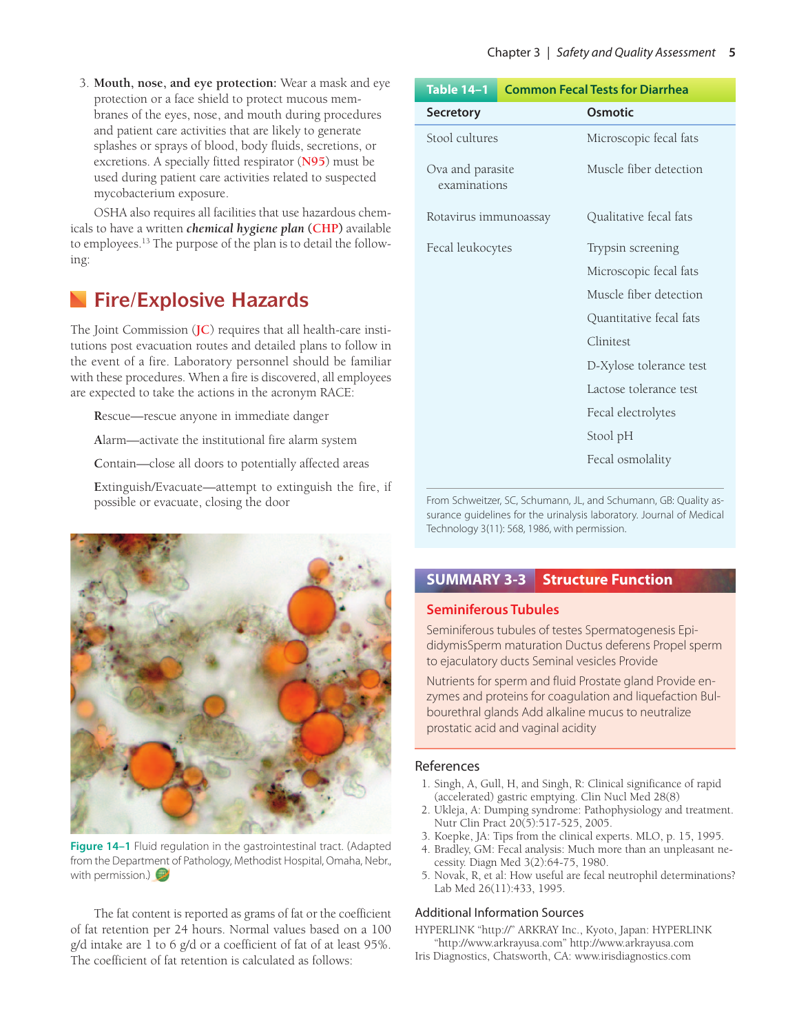3. **Mouth, nose, and eye protection:** Wear a mask and eye protection or a face shield to protect mucous membranes of the eyes, nose, and mouth during procedures and patient care activities that are likely to generate splashes or sprays of blood, body fluids, secretions, or excretions. A specially fitted respirator (N95) must be used during patient care activities related to suspected mycobacterium exposure.

OSHA also requires all facilities that use hazardous chemicals to have a written ***chemical hygiene plan*** (**CHP**) available to employees.[13] The purpose of the plan is to detail the following:

## Fire/Explosive Hazards

The Joint Commission (**JC**) requires that all health-care institutions post evacuation routes and detailed plans to follow in the event of a fire. Laboratory personnel should be familiar with these procedures. When a fire is discovered, all employees are expected to take the actions in the acronym RACE:

**R**escue—rescue anyone in immediate danger

**A**larm—activate the institutional fire alarm system

**C**ontain—close all doors to potentially affected areas

**E**xtinguish/Evacuate—attempt to extinguish the fire, if possible or evacuate, closing the door

**Figure 14–1** Fluid regulation in the gastrointestinal tract. (Adapted from the Department of Pathology, Methodist Hospital, Omaha, Nebr., with permission.)

The fat content is reported as grams of fat or the coefficient of fat retention per 24 hours. Normal values based on a 100 g/d intake are 1 to 6 g/d or a coefficient of fat of at least 95%. The coefficient of fat retention is calculated as follows:

**Table 14–1 Common Fecal Tests for Diarrhea**

| Secretory | Osmotic |
|---|---|
| Stool cultures | Microscopic fecal fats |
| Ova and parasite examinations | Muscle fiber detection |
| Rotavirus immunoassay | Qualitative fecal fats |
| Fecal leukocytes | Trypsin screening |
| | Microscopic fecal fats |
| | Muscle fiber detection |
| | Quantitative fecal fats |
| | Clinitest |
| | D-Xylose tolerance test |
| | Lactose tolerance test |
| | Fecal electrolytes |
| | Stool pH |
| | Fecal osmolality |

From Schweitzer, SC, Schumann, JL, and Schumann, GB: Quality assurance guidelines for the urinalysis laboratory. Journal of Medical Technology 3(11): 568, 1986, with permission.

**SUMMARY 3-3 Structure Function**

### Seminiferous Tubules

Seminiferous tubules of testes Spermatogenesis EpididymisSperm maturation Ductus deferens Propel sperm to ejaculatory ducts Seminal vesicles Provide

Nutrients for sperm and fluid Prostate gland Provide enzymes and proteins for coagulation and liquefaction Bulbourethral glands Add alkaline mucus to neutralize prostatic acid and vaginal acidity

## References

1. Singh, A, Gull, H, and Singh, R: Clinical significance of rapid (accelerated) gastric emptying. Clin Nucl Med 28(8)
2. Ukleja, A: Dumping syndrome: Pathophysiology and treatment. Nutr Clin Pract 20(5):517-525, 2005.
3. Koepke, JA: Tips from the clinical experts. MLO, p. 15, 1995.
4. Bradley, GM: Fecal analysis: Much more than an unpleasant necessity. Diagn Med 3(2):64-75, 1980.
5. Novak, R, et al: How useful are fecal neutrophil determinations? Lab Med 26(11):433, 1995.

## Additional Information Sources

HYPERLINK "http://" ARKRAY Inc., Kyoto, Japan: HYPERLINK "http://www.arkrayusa.com" http://www.arkrayusa.com
Iris Diagnostics, Chatsworth, CA: www.irisdiagnostics.com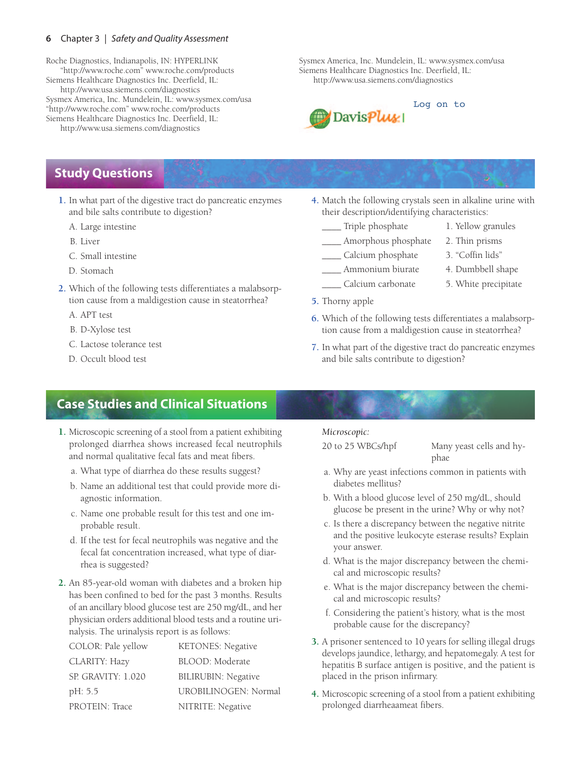Roche Diagnostics, Indianapolis, IN: HYPERLINK "http://www.roche.com" www.roche.com/products
Siemens Healthcare Diagnostics Inc. Deerfield, IL: http://www.usa.siemens.com/diagnostics
Sysmex America, Inc. Mundelein, IL: www.sysmex.com/usa
"http://www.roche.com" www.roche.com/products
Siemens Healthcare Diagnostics Inc. Deerfield, IL: http://www.usa.siemens.com/diagnostics

Sysmex America, Inc. Mundelein, IL: www.sysmex.com/usa
Siemens Healthcare Diagnostics Inc. Deerfield, IL: http://www.usa.siemens.com/diagnostics

Log on to DavisPlus

## Study Questions

1. In what part of the digestive tract do pancreatic enzymes and bile salts contribute to digestion?
   A. Large intestine
   B. Liver
   C. Small intestine
   D. Stomach

2. Which of the following tests differentiates a malabsorption cause from a maldigestion cause in steatorrhea?
   A. APT test
   B. D-Xylose test
   C. Lactose tolerance test
   D. Occult blood test

4. Match the following crystals seen in alkaline urine with their description/identifying characteristics:

   | | |
   |---|---|
   | ____ Triple phosphate | 1. Yellow granules |
   | ____ Amorphous phosphate | 2. Thin prisms |
   | ____ Calcium phosphate | 3. "Coffin lids" |
   | ____ Ammonium biurate | 4. Dumbbell shape |
   | ____ Calcium carbonate | 5. White precipitate |

5. Thorny apple

6. Which of the following tests differentiates a malabsorption cause from a maldigestion cause in steatorrhea?

7. In what part of the digestive tract do pancreatic enzymes and bile salts contribute to digestion?

## Case Studies and Clinical Situations

1. Microscopic screening of a stool from a patient exhibiting prolonged diarrhea shows increased fecal neutrophils and normal qualitative fecal fats and meat fibers.
   a. What type of diarrhea do these results suggest?
   b. Name an additional test that could provide more diagnostic information.
   c. Name one probable result for this test and one improbable result.
   d. If the test for fecal neutrophils was negative and the fecal fat concentration increased, what type of diarrhea is suggested?

2. An 85-year-old woman with diabetes and a broken hip has been confined to bed for the past 3 months. Results of an ancillary blood glucose test are 250 mg/dL, and her physician orders additional blood tests and a routine urinalysis. The urinalysis report is as follows:

   | | |
   |---|---|
   | COLOR: Pale yellow | KETONES: Negative |
   | CLARITY: Hazy | BLOOD: Moderate |
   | SP. GRAVITY: 1.020 | BILIRUBIN: Negative |
   | pH: 5.5 | UROBILINOGEN: Normal |
   | PROTEIN: Trace | NITRITE: Negative |

   *Microscopic:*

   | | |
   |---|---|
   | 20 to 25 WBCs/hpf | Many yeast cells and hyphae |

   a. Why are yeast infections common in patients with diabetes mellitus?
   b. With a blood glucose level of 250 mg/dL, should glucose be present in the urine? Why or why not?
   c. Is there a discrepancy between the negative nitrite and the positive leukocyte esterase results? Explain your answer.
   d. What is the major discrepancy between the chemical and microscopic results?
   e. What is the major discrepancy between the chemical and microscopic results?
   f. Considering the patient's history, what is the most probable cause for the discrepancy?

3. A prisoner sentenced to 10 years for selling illegal drugs develops jaundice, lethargy, and hepatomegaly. A test for hepatitis B surface antigen is positive, and the patient is placed in the prison infirmary.

4. Microscopic screening of a stool from a patient exhibiting prolonged diarrheaameat fibers.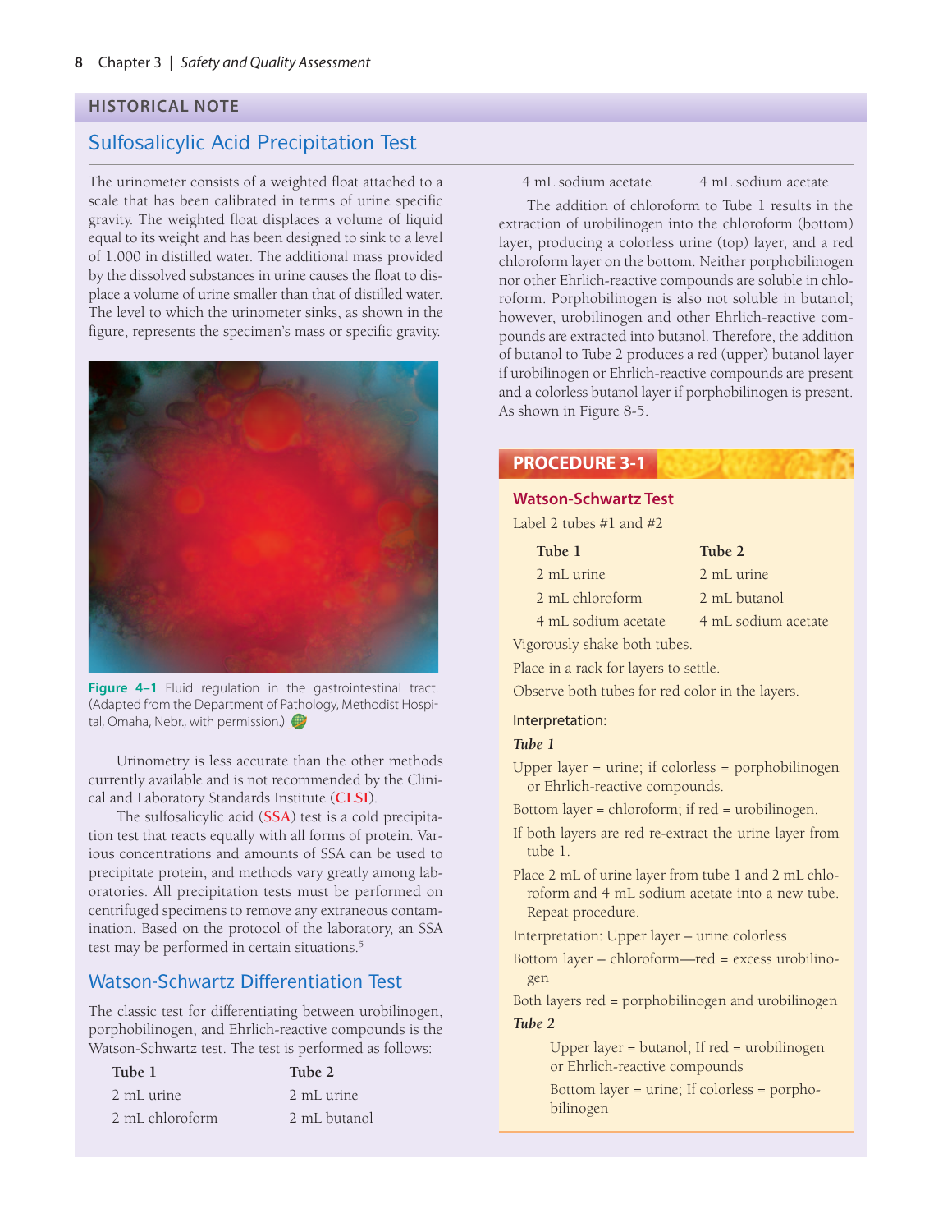## HISTORICAL NOTE

### Sulfosalicylic Acid Precipitation Test

The urinometer consists of a weighted float attached to a scale that has been calibrated in terms of urine specific gravity. The weighted float displaces a volume of liquid equal to its weight and has been designed to sink to a level of 1.000 in distilled water. The additional mass provided by the dissolved substances in urine causes the float to displace a volume of urine smaller than that of distilled water. The level to which the urinometer sinks, as shown in the figure, represents the specimen's mass or specific gravity.

**Figure 4–1** Fluid regulation in the gastrointestinal tract. (Adapted from the Department of Pathology, Methodist Hospital, Omaha, Nebr., with permission.)

Urinometry is less accurate than the other methods currently available and is not recommended by the Clinical and Laboratory Standards Institute (CLSI).

The sulfosalicylic acid (SSA) test is a cold precipitation test that reacts equally with all forms of protein. Various concentrations and amounts of SSA can be used to precipitate protein, and methods vary greatly among laboratories. All precipitation tests must be performed on centrifuged specimens to remove any extraneous contamination. Based on the protocol of the laboratory, an SSA test may be performed in certain situations.[5]

### Watson-Schwartz Differentiation Test

The classic test for differentiating between urobilinogen, porphobilinogen, and Ehrlich-reactive compounds is the Watson-Schwartz test. The test is performed as follows:

| Tube 1 | Tube 2 |
|---|---|
| 2 mL urine | 2 mL urine |
| 2 mL chloroform | 2 mL butanol |
| 4 mL sodium acetate | 4 mL sodium acetate |

The addition of chloroform to Tube 1 results in the extraction of urobilinogen into the chloroform (bottom) layer, producing a colorless urine (top) layer, and a red chloroform layer on the bottom. Neither porphobilinogen nor other Ehrlich-reactive compounds are soluble in chloroform. Porphobilinogen is also not soluble in butanol; however, urobilinogen and other Ehrlich-reactive compounds are extracted into butanol. Therefore, the addition of butanol to Tube 2 produces a red (upper) butanol layer if urobilinogen or Ehrlich-reactive compounds are present and a colorless butanol layer if porphobilinogen is present. As shown in Figure 8-5.

## PROCEDURE 3-1

### Watson-Schwartz Test

Label 2 tubes #1 and #2

| Tube 1 | Tube 2 |
|---|---|
| 2 mL urine | 2 mL urine |
| 2 mL chloroform | 2 mL butanol |
| 4 mL sodium acetate | 4 mL sodium acetate |

Vigorously shake both tubes.

Place in a rack for layers to settle.

Observe both tubes for red color in the layers.

**Interpretation:**

***Tube 1***

Upper layer = urine; if colorless = porphobilinogen or Ehrlich-reactive compounds.

Bottom layer = chloroform; if red = urobilinogen.

If both layers are red re-extract the urine layer from tube 1.

Place 2 mL of urine layer from tube 1 and 2 mL chloroform and 4 mL sodium acetate into a new tube. Repeat procedure.

Interpretation: Upper layer – urine colorless

Bottom layer – chloroform—red = excess urobilinogen

Both layers red = porphobilinogen and urobilinogen

***Tube 2***

Upper layer = butanol; If red = urobilinogen or Ehrlich-reactive compounds

Bottom layer = urine; If colorless = porphobilinogen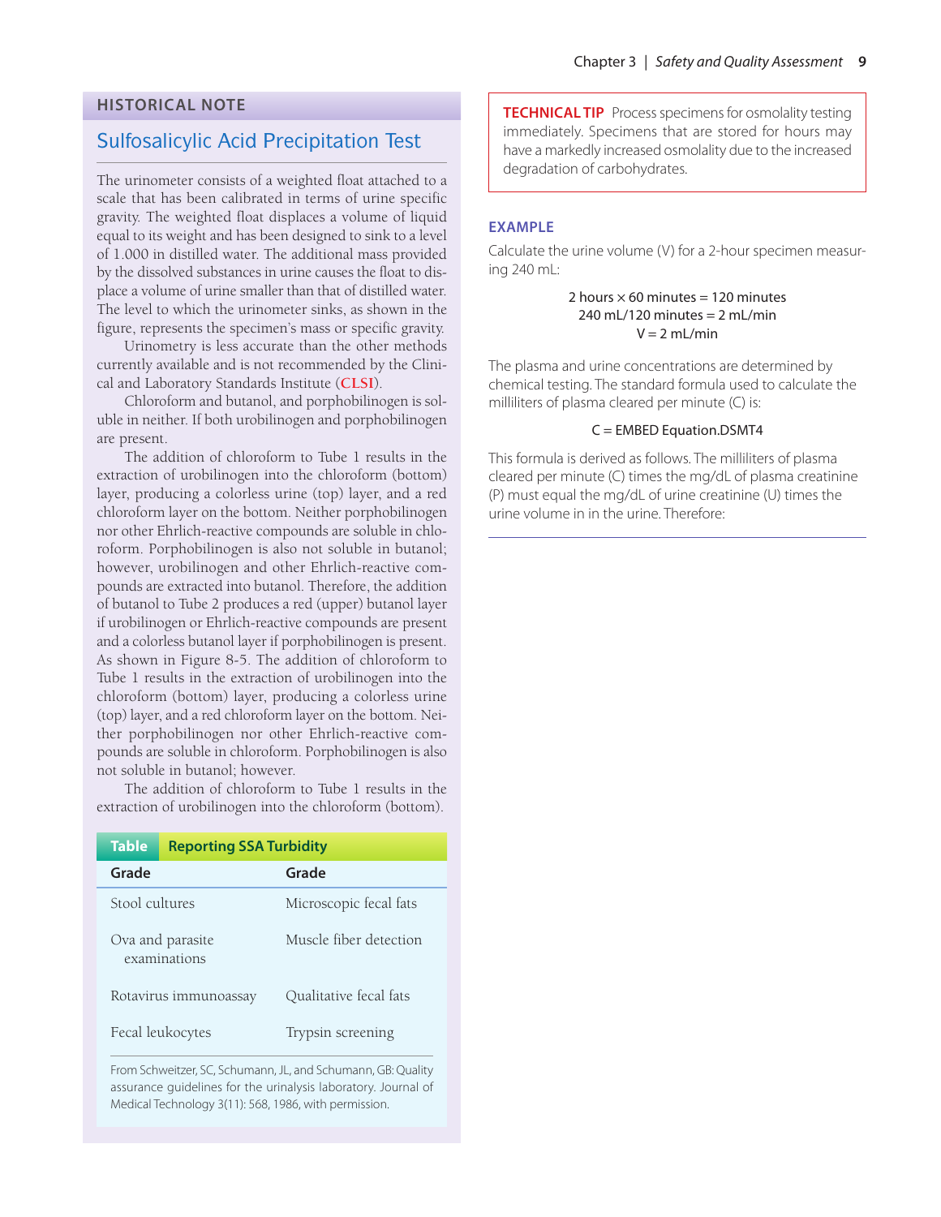## HISTORICAL NOTE

### Sulfosalicylic Acid Precipitation Test

The urinometer consists of a weighted float attached to a scale that has been calibrated in terms of urine specific gravity. The weighted float displaces a volume of liquid equal to its weight and has been designed to sink to a level of 1.000 in distilled water. The additional mass provided by the dissolved substances in urine causes the float to displace a volume of urine smaller than that of distilled water. The level to which the urinometer sinks, as shown in the figure, represents the specimen's mass or specific gravity.

Urinometry is less accurate than the other methods currently available and is not recommended by the Clinical and Laboratory Standards Institute (**CLSI**).

Chloroform and butanol, and porphobilinogen is soluble in neither. If both urobilinogen and porphobilinogen are present.

The addition of chloroform to Tube 1 results in the extraction of urobilinogen into the chloroform (bottom) layer, producing a colorless urine (top) layer, and a red chloroform layer on the bottom. Neither porphobilinogen nor other Ehrlich-reactive compounds are soluble in chloroform. Porphobilinogen is also not soluble in butanol; however, urobilinogen and other Ehrlich-reactive compounds are extracted into butanol. Therefore, the addition of butanol to Tube 2 produces a red (upper) butanol layer if urobilinogen or Ehrlich-reactive compounds are present and a colorless butanol layer if porphobilinogen is present. As shown in Figure 8-5. The addition of chloroform to Tube 1 results in the extraction of urobilinogen into the chloroform (bottom) layer, producing a colorless urine (top) layer, and a red chloroform layer on the bottom. Neither porphobilinogen nor other Ehrlich-reactive compounds are soluble in chloroform. Porphobilinogen is also not soluble in butanol; however.

The addition of chloroform to Tube 1 results in the extraction of urobilinogen into the chloroform (bottom).

**Table** Reporting SSA Turbidity

| Grade | Grade |
|---|---|
| Stool cultures | Microscopic fecal fats |
| Ova and parasite examinations | Muscle fiber detection |
| Rotavirus immunoassay | Qualitative fecal fats |
| Fecal leukocytes | Trypsin screening |

From Schweitzer, SC, Schumann, JL, and Schumann, GB: Quality assurance guidelines for the urinalysis laboratory. Journal of Medical Technology 3(11): 568, 1986, with permission.

**TECHNICAL TIP** Process specimens for osmolality testing immediately. Specimens that are stored for hours may have a markedly increased osmolality due to the increased degradation of carbohydrates.

### EXAMPLE

Calculate the urine volume (V) for a 2-hour specimen measuring 240 mL:

$$2 \text{ hours} \times 60 \text{ minutes} = 120 \text{ minutes}$$
$$240 \text{ mL}/120 \text{ minutes} = 2 \text{ mL/min}$$
$$V = 2 \text{ mL/min}$$

The plasma and urine concentrations are determined by chemical testing. The standard formula used to calculate the milliliters of plasma cleared per minute (C) is:

C = EMBED Equation.DSMT4

This formula is derived as follows. The milliliters of plasma cleared per minute (C) times the mg/dL of plasma creatinine (P) must equal the mg/dL of urine creatinine (U) times the urine volume in in the urine. Therefore: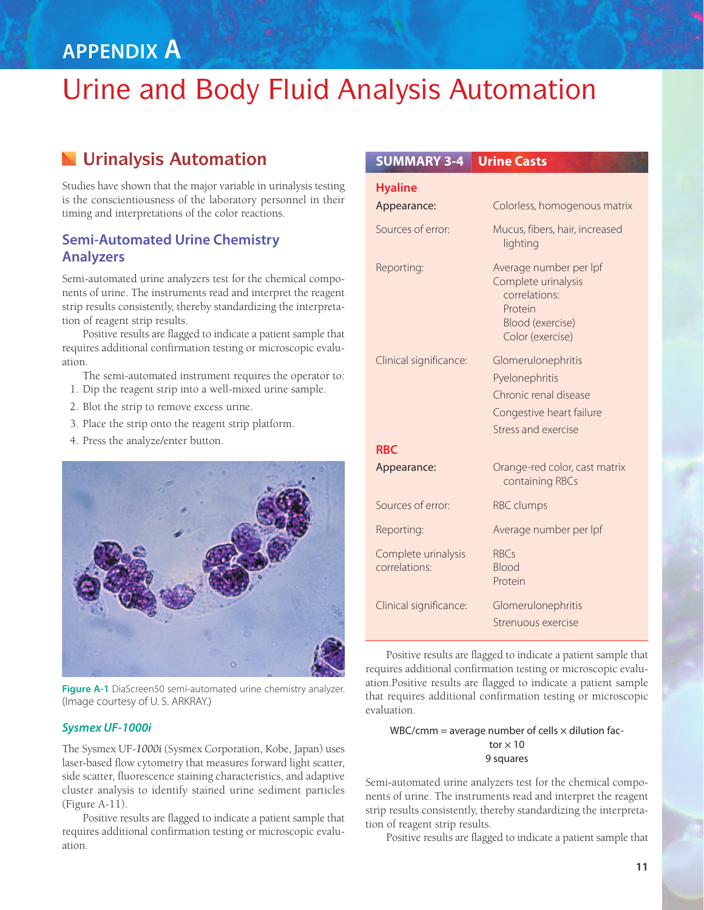# APPENDIX A

# Urine and Body Fluid Analysis Automation

## Urinalysis Automation

Studies have shown that the major variable in urinalysis testing is the conscientiousness of the laboratory personnel in their timing and interpretations of the color reactions.

### Semi-Automated Urine Chemistry Analyzers

Semi-automated urine analyzers test for the chemical components of urine. The instruments read and interpret the reagent strip results consistently, thereby standardizing the interpretation of reagent strip results.

Positive results are flagged to indicate a patient sample that requires additional confirmation testing or microscopic evaluation.

The semi-automated instrument requires the operator to:

1. Dip the reagent strip into a well-mixed urine sample.
2. Blot the strip to remove excess urine.
3. Place the strip onto the reagent strip platform.
4. Press the analyze/enter button.

Figure A-1 DiaScreen50 semi-automated urine chemistry analyzer. (Image courtesy of U. S. ARKRAY.)

#### *Sysmex UF-1000i*

The Sysmex UF-*1000i* (Sysmex Corporation, Kobe, Japan) uses laser-based flow cytometry that measures forward light scatter, side scatter, fluorescence staining characteristics, and adaptive cluster analysis to identify stained urine sediment particles (Figure A-11).

Positive results are flagged to indicate a patient sample that requires additional confirmation testing or microscopic evaluation.

| SUMMARY 3-4 | Urine Casts |
|---|---|
| **Hyaline** | |
| Appearance: | Colorless, homogenous matrix |
| Sources of error: | Mucus, fibers, hair, increased lighting |
| Reporting: | Average number per lpf<br>Complete urinalysis correlations:<br>Protein<br>Blood (exercise)<br>Color (exercise) |
| Clinical significance: | Glomerulonephritis<br>Pyelonephritis<br>Chronic renal disease<br>Congestive heart failure<br>Stress and exercise |
| **RBC** | |
| Appearance: | Orange-red color, cast matrix containing RBCs |
| Sources of error: | RBC clumps |
| Reporting: | Average number per lpf |
| Complete urinalysis correlations: | RBCs<br>Blood<br>Protein |
| Clinical significance: | Glomerulonephritis<br>Strenuous exercise |

Positive results are flagged to indicate a patient sample that requires additional confirmation testing or microscopic evaluation.Positive results are flagged to indicate a patient sample that requires additional confirmation testing or microscopic evaluation.

$$\text{WBC/cmm} = \frac{\text{average number of cells} \times \text{dilution factor} \times 10}{9 \text{ squares}}$$

Semi-automated urine analyzers test for the chemical components of urine. The instruments read and interpret the reagent strip results consistently, thereby standardizing the interpretation of reagent strip results.

Positive results are flagged to indicate a patient sample that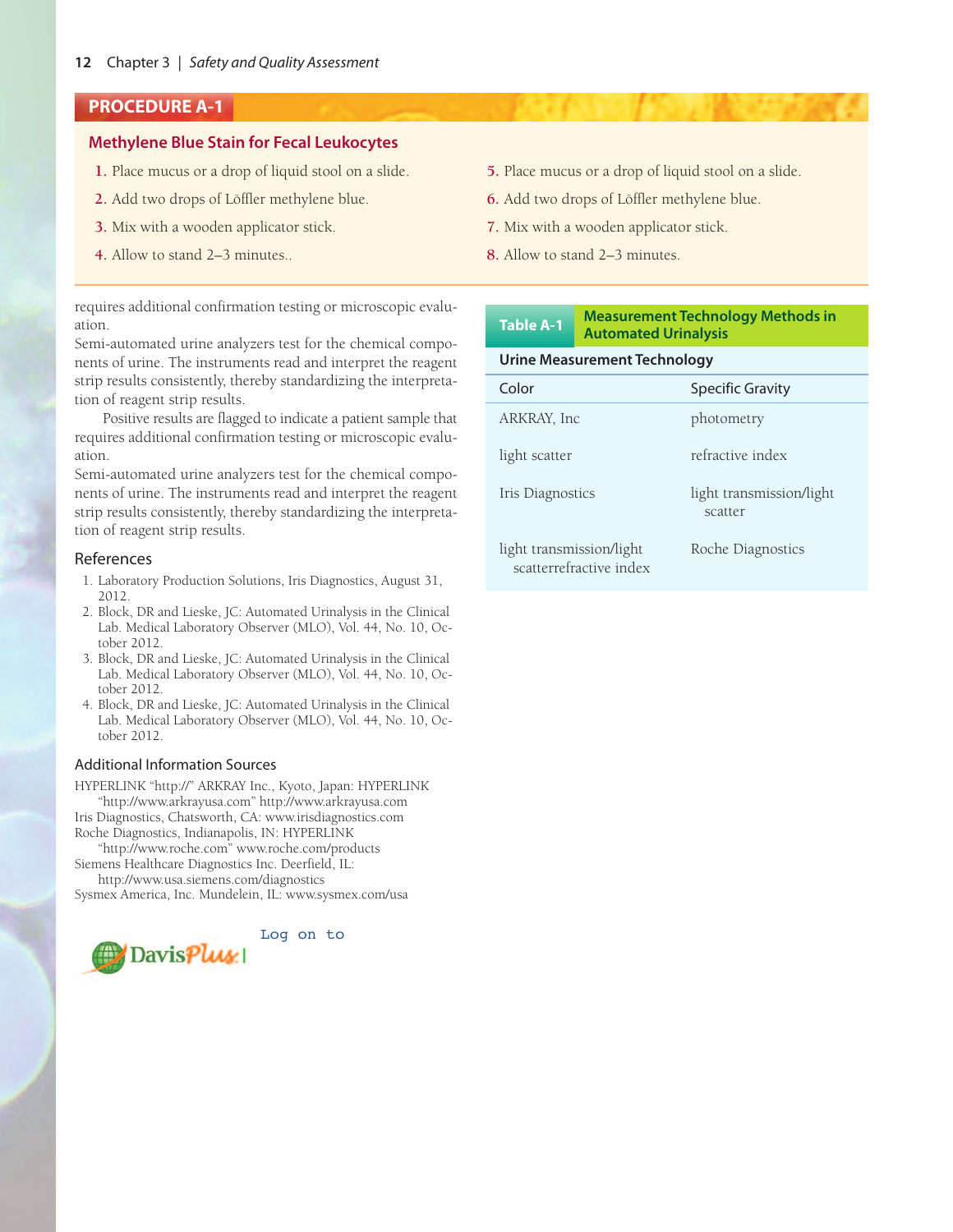## PROCEDURE A-1

### Methylene Blue Stain for Fecal Leukocytes

1. Place mucus or a drop of liquid stool on a slide.
2. Add two drops of Löffler methylene blue.
3. Mix with a wooden applicator stick.
4. Allow to stand 2–3 minutes..
5. Place mucus or a drop of liquid stool on a slide.
6. Add two drops of Löffler methylene blue.
7. Mix with a wooden applicator stick.
8. Allow to stand 2–3 minutes.

requires additional confirmation testing or microscopic evaluation.

Semi-automated urine analyzers test for the chemical components of urine. The instruments read and interpret the reagent strip results consistently, thereby standardizing the interpretation of reagent strip results.

Positive results are flagged to indicate a patient sample that requires additional confirmation testing or microscopic evaluation.

Semi-automated urine analyzers test for the chemical components of urine. The instruments read and interpret the reagent strip results consistently, thereby standardizing the interpretation of reagent strip results.

**Table A-1 Measurement Technology Methods in Automated Urinalysis**

| Urine Measurement Technology | |
|---|---|
| Color | Specific Gravity |
| ARKRAY, Inc | photometry |
| light scatter | refractive index |
| Iris Diagnostics | light transmission/light scatter |
| light transmission/light scatterrefractive index | Roche Diagnostics |

### References

1. Laboratory Production Solutions, Iris Diagnostics, August 31, 2012.
2. Block, DR and Lieske, JC: Automated Urinalysis in the Clinical Lab. Medical Laboratory Observer (MLO), Vol. 44, No. 10, October 2012.
3. Block, DR and Lieske, JC: Automated Urinalysis in the Clinical Lab. Medical Laboratory Observer (MLO), Vol. 44, No. 10, October 2012.
4. Block, DR and Lieske, JC: Automated Urinalysis in the Clinical Lab. Medical Laboratory Observer (MLO), Vol. 44, No. 10, October 2012.

### Additional Information Sources

HYPERLINK "http://" ARKRAY Inc., Kyoto, Japan: HYPERLINK "http://www.arkrayusa.com" http://www.arkrayusa.com
Iris Diagnostics, Chatsworth, CA: www.irisdiagnostics.com
Roche Diagnostics, Indianapolis, IN: HYPERLINK "http://www.roche.com" www.roche.com/products
Siemens Healthcare Diagnostics Inc. Deerfield, IL: http://www.usa.siemens.com/diagnostics
Sysmex America, Inc. Mundelein, IL: www.sysmex.com/usa

DavisPlus | Log on to